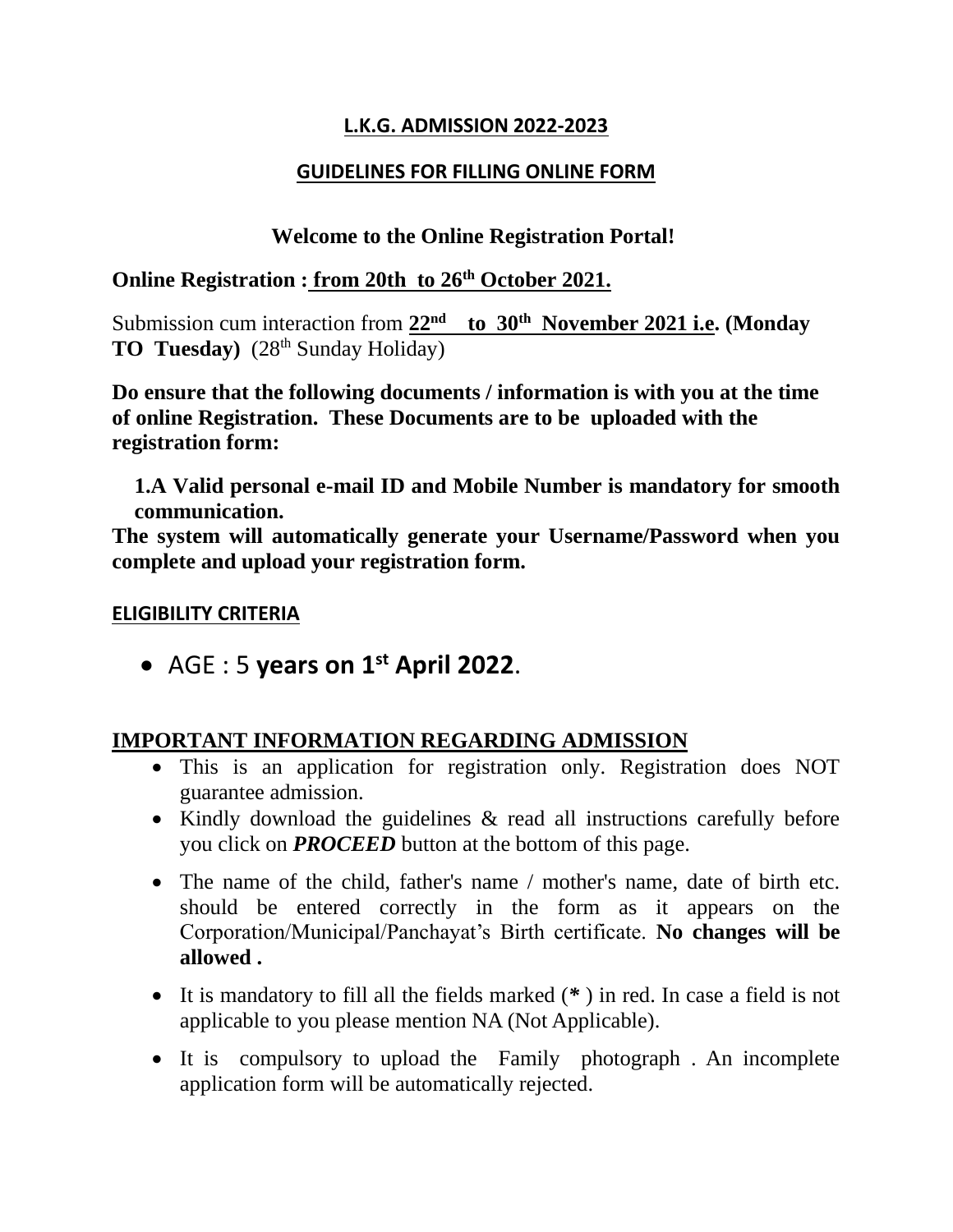## L.K.G. ADMISSION 2022-2023

### GUIDELINES FOR FILLING ONLINE FORM

**Welcome to the Online Registration Portal!**

**Online Registration : from 20th to 26th October 2021.**

Submission cum interaction from **22nd to 30th November 2021 i.e. (Monday TO Tuesday)** (28th Sunday Holiday)

**Do ensure that the following documents / information is with you at the time of online Registration. These Documents are to be uploaded with the registration form:**

**1.A Valid personal e-mail ID and Mobile Number is mandatory for smooth communication.**

**The system will automatically generate your Username/Password when you complete and upload your registration form.**

### ELIGIBILITY CRITERIA

- AGE : 5 **years on 1st April 2022**.

### IMPORTANT INFORMATION REGARDING ADMISSION

- This is an application for registration only. Registration does NOT guarantee admission.
- Kindly download the guidelines & read all instructions carefully before you click on ***PROCEED*** button at the bottom of this page.
- The name of the child, father's name / mother's name, date of birth etc. should be entered correctly in the form as it appears on the Corporation/Municipal/Panchayat's Birth certificate. **No changes will be allowed .**
- It is mandatory to fill all the fields marked (***** ) in red. In case a field is not applicable to you please mention NA (Not Applicable).
- It is compulsory to upload the Family photograph . An incomplete application form will be automatically rejected.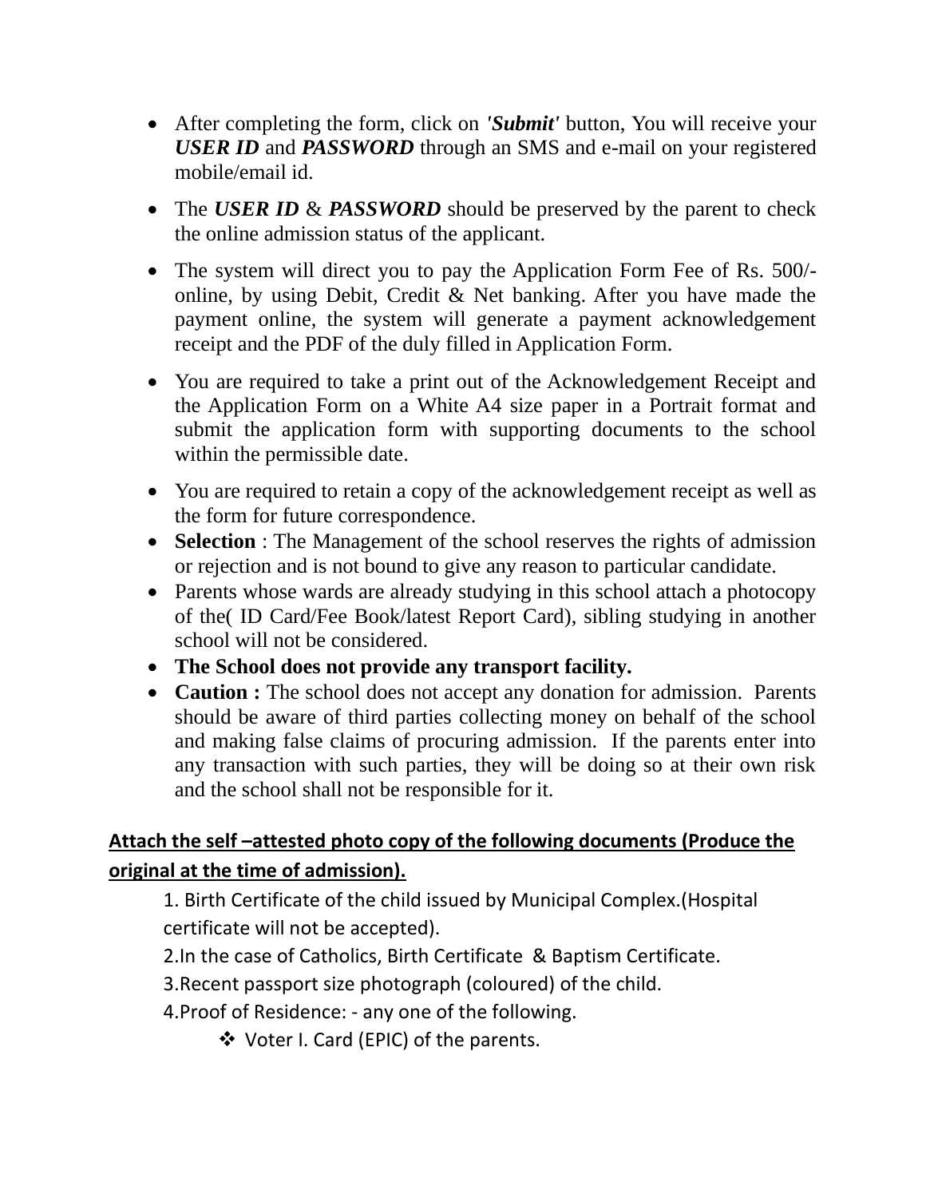- After completing the form, click on ***'Submit'*** button, You will receive your ***USER ID*** and ***PASSWORD*** through an SMS and e-mail on your registered mobile/email id.
- The ***USER ID*** & ***PASSWORD*** should be preserved by the parent to check the online admission status of the applicant.
- The system will direct you to pay the Application Form Fee of Rs. 500/- online, by using Debit, Credit & Net banking. After you have made the payment online, the system will generate a payment acknowledgement receipt and the PDF of the duly filled in Application Form.
- You are required to take a print out of the Acknowledgement Receipt and the Application Form on a White A4 size paper in a Portrait format and submit the application form with supporting documents to the school within the permissible date.
- You are required to retain a copy of the acknowledgement receipt as well as the form for future correspondence.
- **Selection** : The Management of the school reserves the rights of admission or rejection and is not bound to give any reason to particular candidate.
- Parents whose wards are already studying in this school attach a photocopy of the( ID Card/Fee Book/latest Report Card), sibling studying in another school will not be considered.
- **The School does not provide any transport facility.**
- **Caution :** The school does not accept any donation for admission. Parents should be aware of third parties collecting money on behalf of the school and making false claims of procuring admission. If the parents enter into any transaction with such parties, they will be doing so at their own risk and the school shall not be responsible for it.

**<u>Attach the self –attested photo copy of the following documents (Produce the original at the time of admission).</u>**

1. Birth Certificate of the child issued by Municipal Complex.(Hospital certificate will not be accepted).
2. In the case of Catholics, Birth Certificate & Baptism Certificate.
3. Recent passport size photograph (coloured) of the child.
4. Proof of Residence: - any one of the following.
    - Voter I. Card (EPIC) of the parents.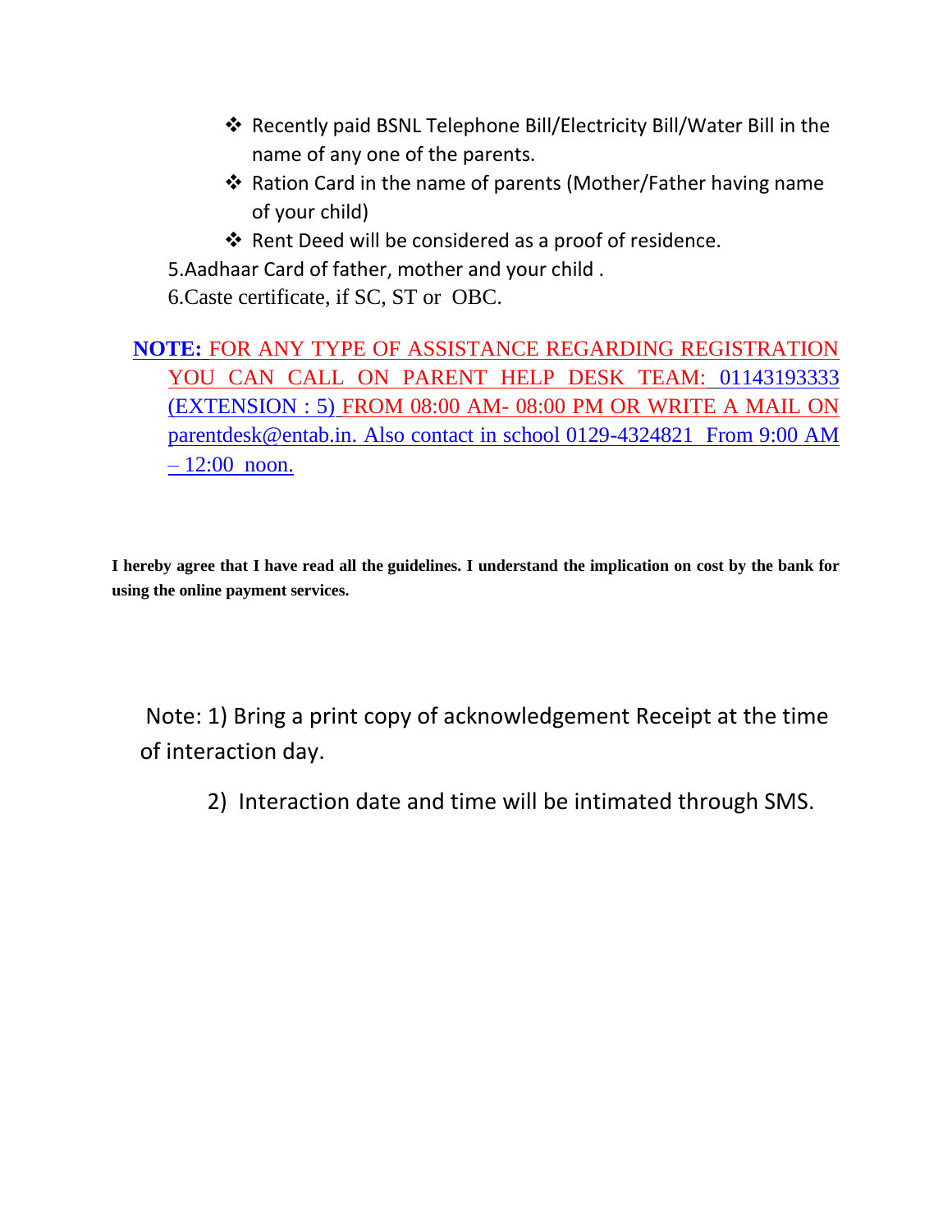- ❖ Recently paid BSNL Telephone Bill/Electricity Bill/Water Bill in the name of any one of the parents.
- ❖ Ration Card in the name of parents (Mother/Father having name of your child)
- ❖ Rent Deed will be considered as a proof of residence.

5.Aadhaar Card of father, mother and your child .

6.Caste certificate, if SC, ST or OBC.

**NOTE:** FOR ANY TYPE OF ASSISTANCE REGARDING REGISTRATION YOU CAN CALL ON PARENT HELP DESK TEAM: 01143193333 (EXTENSION : 5) FROM 08:00 AM- 08:00 PM OR WRITE A MAIL ON parentdesk@entab.in. Also contact in school 0129-4324821 From 9:00 AM – 12:00 noon.

**I hereby agree that I have read all the guidelines. I understand the implication on cost by the bank for using the online payment services.**

Note: 1) Bring a print copy of acknowledgement Receipt at the time of interaction day.

2) Interaction date and time will be intimated through SMS.